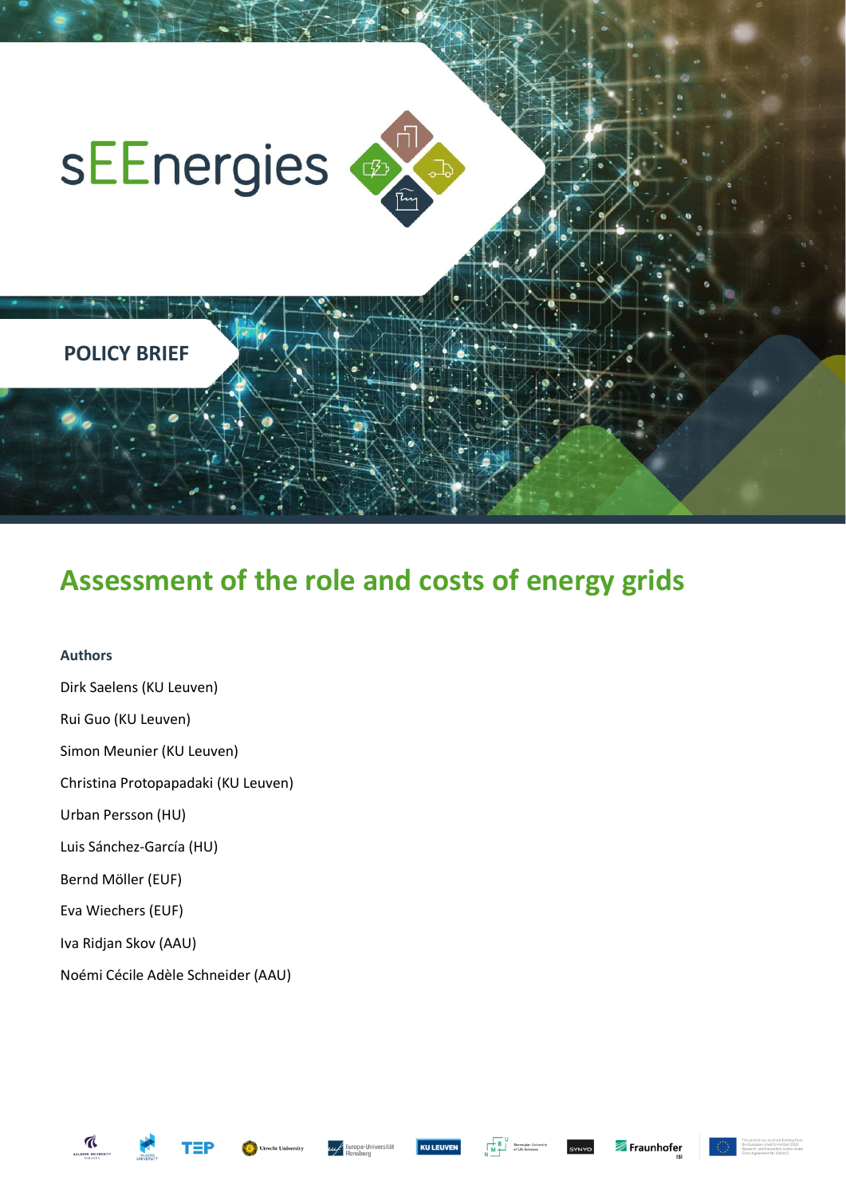sEEnergies

POLICY BRIEF

# Assessment of the role and costs of energy grids

**Authors**

Dirk Saelens (KU Leuven)

Rui Guo (KU Leuven)

Simon Meunier (KU Leuven)

Christina Protopapadaki (KU Leuven)

Urban Persson (HU)

Luis Sánchez-García (HU)

Bernd Möller (EUF)

Eva Wiechers (EUF)

Iva Ridjan Skov (AAU)

Noémi Cécile Adèle Schneider (AAU)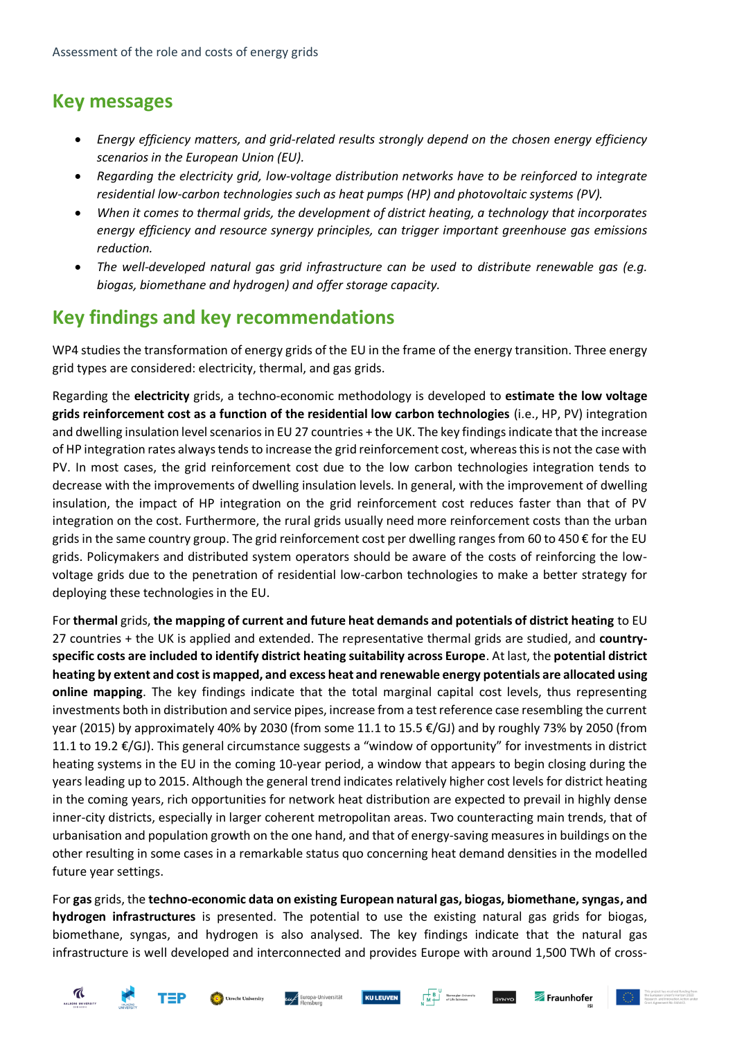## Key messages

- *Energy efficiency matters, and grid-related results strongly depend on the chosen energy efficiency scenarios in the European Union (EU).*
- *Regarding the electricity grid, low-voltage distribution networks have to be reinforced to integrate residential low-carbon technologies such as heat pumps (HP) and photovoltaic systems (PV).*
- *When it comes to thermal grids, the development of district heating, a technology that incorporates energy efficiency and resource synergy principles, can trigger important greenhouse gas emissions reduction.*
- *The well-developed natural gas grid infrastructure can be used to distribute renewable gas (e.g. biogas, biomethane and hydrogen) and offer storage capacity.*

## Key findings and key recommendations

WP4 studies the transformation of energy grids of the EU in the frame of the energy transition. Three energy grid types are considered: electricity, thermal, and gas grids.

Regarding the **electricity** grids, a techno-economic methodology is developed to **estimate the low voltage grids reinforcement cost as a function of the residential low carbon technologies** (i.e., HP, PV) integration and dwelling insulation level scenarios in EU 27 countries + the UK. The key findings indicate that the increase of HP integration rates always tends to increase the grid reinforcement cost, whereas this is not the case with PV. In most cases, the grid reinforcement cost due to the low carbon technologies integration tends to decrease with the improvements of dwelling insulation levels. In general, with the improvement of dwelling insulation, the impact of HP integration on the grid reinforcement cost reduces faster than that of PV integration on the cost. Furthermore, the rural grids usually need more reinforcement costs than the urban grids in the same country group. The grid reinforcement cost per dwelling ranges from 60 to 450 € for the EU grids. Policymakers and distributed system operators should be aware of the costs of reinforcing the low-voltage grids due to the penetration of residential low-carbon technologies to make a better strategy for deploying these technologies in the EU.

For **thermal** grids, **the mapping of current and future heat demands and potentials of district heating** to EU 27 countries + the UK is applied and extended. The representative thermal grids are studied, and **country-specific costs are included to identify district heating suitability across Europe**. At last, the **potential district heating by extent and cost is mapped, and excess heat and renewable energy potentials are allocated using online mapping**. The key findings indicate that the total marginal capital cost levels, thus representing investments both in distribution and service pipes, increase from a test reference case resembling the current year (2015) by approximately 40% by 2030 (from some 11.1 to 15.5 €/GJ) and by roughly 73% by 2050 (from 11.1 to 19.2 €/GJ). This general circumstance suggests a "window of opportunity" for investments in district heating systems in the EU in the coming 10-year period, a window that appears to begin closing during the years leading up to 2015. Although the general trend indicates relatively higher cost levels for district heating in the coming years, rich opportunities for network heat distribution are expected to prevail in highly dense inner-city districts, especially in larger coherent metropolitan areas. Two counteracting main trends, that of urbanisation and population growth on the one hand, and that of energy-saving measures in buildings on the other resulting in some cases in a remarkable status quo concerning heat demand densities in the modelled future year settings.

For **gas** grids, the **techno-economic data on existing European natural gas, biogas, biomethane, syngas, and hydrogen infrastructures** is presented. The potential to use the existing natural gas grids for biogas, biomethane, syngas, and hydrogen is also analysed. The key findings indicate that the natural gas infrastructure is well developed and interconnected and provides Europe with around 1,500 TWh of cross-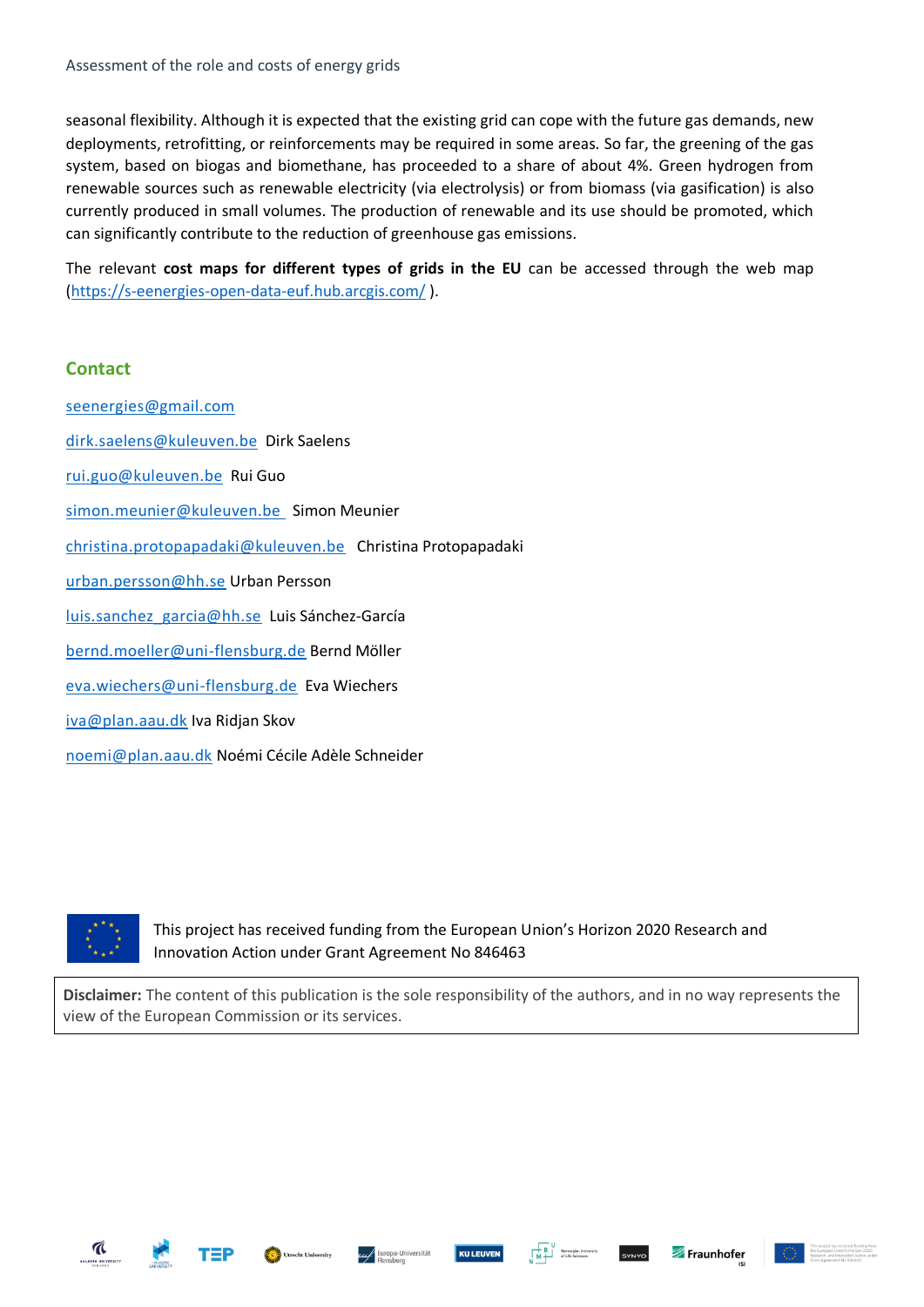seasonal flexibility. Although it is expected that the existing grid can cope with the future gas demands, new deployments, retrofitting, or reinforcements may be required in some areas. So far, the greening of the gas system, based on biogas and biomethane, has proceeded to a share of about 4%. Green hydrogen from renewable sources such as renewable electricity (via electrolysis) or from biomass (via gasification) is also currently produced in small volumes. The production of renewable and its use should be promoted, which can significantly contribute to the reduction of greenhouse gas emissions.

The relevant **cost maps for different types of grids in the EU** can be accessed through the web map (https://s-eenergies-open-data-euf.hub.arcgis.com/ ).

## Contact

seenergies@gmail.com

dirk.saelens@kuleuven.be Dirk Saelens

rui.guo@kuleuven.be Rui Guo

simon.meunier@kuleuven.be Simon Meunier

christina.protopapadaki@kuleuven.be Christina Protopapadaki

urban.persson@hh.se Urban Persson

luis.sanchez_garcia@hh.se Luis Sánchez-García

bernd.moeller@uni-flensburg.de Bernd Möller

eva.wiechers@uni-flensburg.de Eva Wiechers

iva@plan.aau.dk Iva Ridjan Skov

noemi@plan.aau.dk Noémi Cécile Adèle Schneider

This project has received funding from the European Union's Horizon 2020 Research and Innovation Action under Grant Agreement No 846463

**Disclaimer:** The content of this publication is the sole responsibility of the authors, and in no way represents the view of the European Commission or its services.